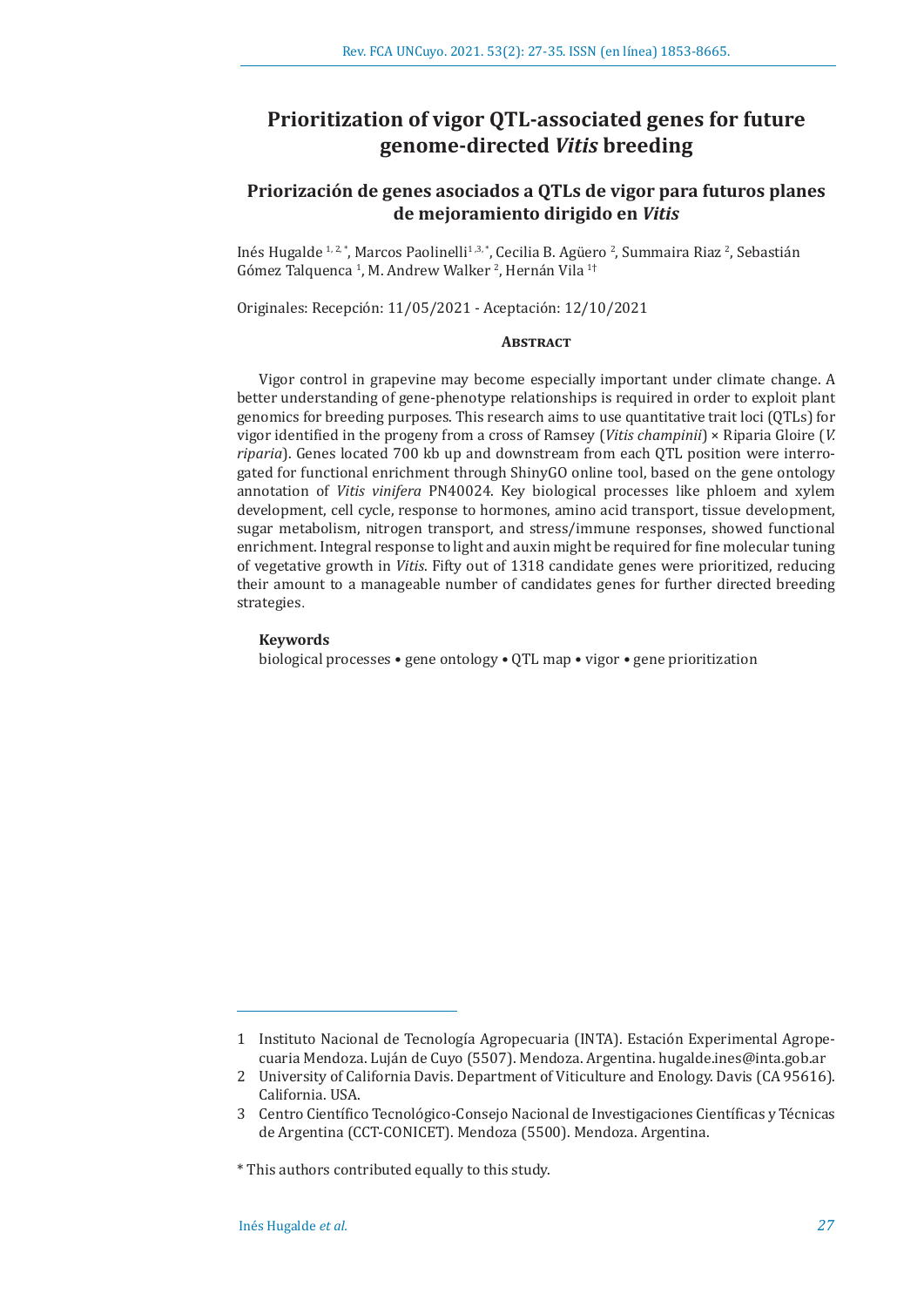# Prioritization of vigor QTL-associated genes for future genome-directed *Vitis* breeding

## Priorización de genes asociados a QTLs de vigor para futuros planes de mejoramiento dirigido en *Vitis*

Inés Hugalde [1, 2, *], Marcos Paolinelli[1, 3, *], Cecilia B. Agüero [2], Summaira Riaz [2], Sebastián Gómez Talquenca [1], M. Andrew Walker [2], Hernán Vila [1†]

Originales: Recepción: 11/05/2021 - Aceptación: 12/10/2021

### Abstract

Vigor control in grapevine may become especially important under climate change. A better understanding of gene-phenotype relationships is required in order to exploit plant genomics for breeding purposes. This research aims to use quantitative trait loci (QTLs) for vigor identified in the progeny from a cross of Ramsey (*Vitis champinii*) × Riparia Gloire (*V. riparia*). Genes located 700 kb up and downstream from each QTL position were interrogated for functional enrichment through ShinyGO online tool, based on the gene ontology annotation of *Vitis vinifera* PN40024. Key biological processes like phloem and xylem development, cell cycle, response to hormones, amino acid transport, tissue development, sugar metabolism, nitrogen transport, and stress/immune responses, showed functional enrichment. Integral response to light and auxin might be required for fine molecular tuning of vegetative growth in *Vitis*. Fifty out of 1318 candidate genes were prioritized, reducing their amount to a manageable number of candidates genes for further directed breeding strategies.

**Keywords**

biological processes • gene ontology • QTL map • vigor • gene prioritization

---

1 Instituto Nacional de Tecnología Agropecuaria (INTA). Estación Experimental Agropecuaria Mendoza. Luján de Cuyo (5507). Mendoza. Argentina. hugalde.ines@inta.gob.ar

2 University of California Davis. Department of Viticulture and Enology. Davis (CA 95616). California. USA.

3 Centro Científico Tecnológico-Consejo Nacional de Investigaciones Científicas y Técnicas de Argentina (CCT-CONICET). Mendoza (5500). Mendoza. Argentina.

\* This authors contributed equally to this study.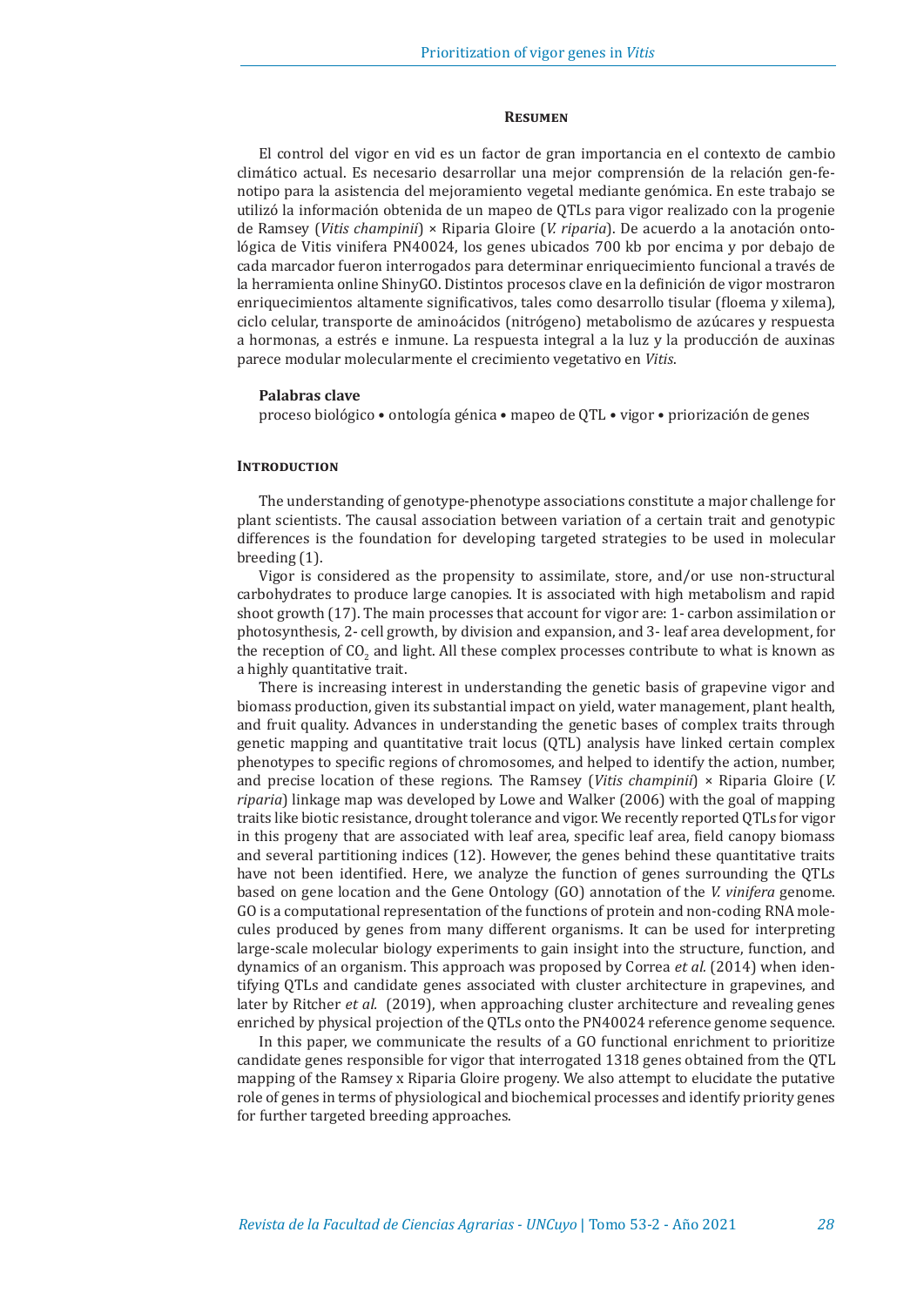## Resumen

El control del vigor en vid es un factor de gran importancia en el contexto de cambio climático actual. Es necesario desarrollar una mejor comprensión de la relación gen-fenotipo para la asistencia del mejoramiento vegetal mediante genómica. En este trabajo se utilizó la información obtenida de un mapeo de QTLs para vigor realizado con la progenie de Ramsey (*Vitis champinii*) × Riparia Gloire (*V. riparia*). De acuerdo a la anotación ontológica de Vitis vinifera PN40024, los genes ubicados 700 kb por encima y por debajo de cada marcador fueron interrogados para determinar enriquecimiento funcional a través de la herramienta online ShinyGO. Distintos procesos clave en la definición de vigor mostraron enriquecimientos altamente significativos, tales como desarrollo tisular (floema y xilema), ciclo celular, transporte de aminoácidos (nitrógeno) metabolismo de azúcares y respuesta a hormonas, a estrés e inmune. La respuesta integral a la luz y la producción de auxinas parece modular molecularmente el crecimiento vegetativo en *Vitis*.

**Palabras clave**

proceso biológico • ontología génica • mapeo de QTL • vigor • priorización de genes

## Introduction

The understanding of genotype-phenotype associations constitute a major challenge for plant scientists. The causal association between variation of a certain trait and genotypic differences is the foundation for developing targeted strategies to be used in molecular breeding (1).

Vigor is considered as the propensity to assimilate, store, and/or use non-structural carbohydrates to produce large canopies. It is associated with high metabolism and rapid shoot growth (17). The main processes that account for vigor are: 1- carbon assimilation or photosynthesis, 2- cell growth, by division and expansion, and 3- leaf area development, for the reception of $CO_2$ and light. All these complex processes contribute to what is known as a highly quantitative trait.

There is increasing interest in understanding the genetic basis of grapevine vigor and biomass production, given its substantial impact on yield, water management, plant health, and fruit quality. Advances in understanding the genetic bases of complex traits through genetic mapping and quantitative trait locus (QTL) analysis have linked certain complex phenotypes to specific regions of chromosomes, and helped to identify the action, number, and precise location of these regions. The Ramsey (*Vitis champinii*) × Riparia Gloire (*V. riparia*) linkage map was developed by Lowe and Walker (2006) with the goal of mapping traits like biotic resistance, drought tolerance and vigor. We recently reported QTLs for vigor in this progeny that are associated with leaf area, specific leaf area, field canopy biomass and several partitioning indices (12). However, the genes behind these quantitative traits have not been identified. Here, we analyze the function of genes surrounding the QTLs based on gene location and the Gene Ontology (GO) annotation of the *V. vinifera* genome. GO is a computational representation of the functions of protein and non-coding RNA molecules produced by genes from many different organisms. It can be used for interpreting large-scale molecular biology experiments to gain insight into the structure, function, and dynamics of an organism. This approach was proposed by Correa *et al.* (2014) when identifying QTLs and candidate genes associated with cluster architecture in grapevines, and later by Ritcher *et al.* (2019), when approaching cluster architecture and revealing genes enriched by physical projection of the QTLs onto the PN40024 reference genome sequence.

In this paper, we communicate the results of a GO functional enrichment to prioritize candidate genes responsible for vigor that interrogated 1318 genes obtained from the QTL mapping of the Ramsey x Riparia Gloire progeny. We also attempt to elucidate the putative role of genes in terms of physiological and biochemical processes and identify priority genes for further targeted breeding approaches.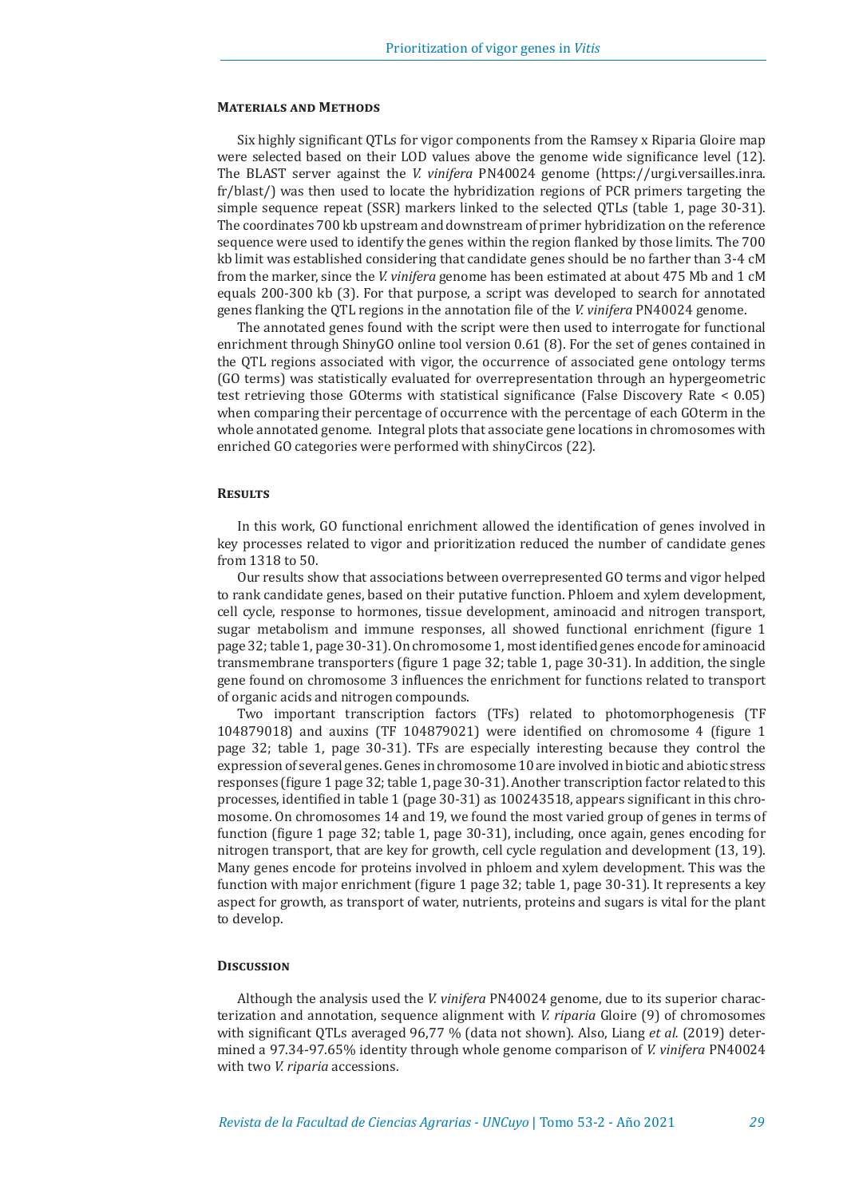## Materials and Methods

Six highly significant QTLs for vigor components from the Ramsey x Riparia Gloire map were selected based on their LOD values above the genome wide significance level (12). The BLAST server against the *V. vinifera* PN40024 genome (https://urgi.versailles.inra.fr/blast/) was then used to locate the hybridization regions of PCR primers targeting the simple sequence repeat (SSR) markers linked to the selected QTLs (table 1, page 30-31). The coordinates 700 kb upstream and downstream of primer hybridization on the reference sequence were used to identify the genes within the region flanked by those limits. The 700 kb limit was established considering that candidate genes should be no farther than 3-4 cM from the marker, since the *V. vinifera* genome has been estimated at about 475 Mb and 1 cM equals 200-300 kb (3). For that purpose, a script was developed to search for annotated genes flanking the QTL regions in the annotation file of the *V. vinifera* PN40024 genome.

The annotated genes found with the script were then used to interrogate for functional enrichment through ShinyGO online tool version 0.61 (8). For the set of genes contained in the QTL regions associated with vigor, the occurrence of associated gene ontology terms (GO terms) was statistically evaluated for overrepresentation through an hypergeometric test retrieving those GOterms with statistical significance (False Discovery Rate < 0.05) when comparing their percentage of occurrence with the percentage of each GOterm in the whole annotated genome. Integral plots that associate gene locations in chromosomes with enriched GO categories were performed with shinyCircos (22).

## Results

In this work, GO functional enrichment allowed the identification of genes involved in key processes related to vigor and prioritization reduced the number of candidate genes from 1318 to 50.

Our results show that associations between overrepresented GO terms and vigor helped to rank candidate genes, based on their putative function. Phloem and xylem development, cell cycle, response to hormones, tissue development, aminoacid and nitrogen transport, sugar metabolism and immune responses, all showed functional enrichment (figure 1 page 32; table 1, page 30-31). On chromosome 1, most identified genes encode for aminoacid transmembrane transporters (figure 1 page 32; table 1, page 30-31). In addition, the single gene found on chromosome 3 influences the enrichment for functions related to transport of organic acids and nitrogen compounds.

Two important transcription factors (TFs) related to photomorphogenesis (TF 104879018) and auxins (TF 104879021) were identified on chromosome 4 (figure 1 page 32; table 1, page 30-31). TFs are especially interesting because they control the expression of several genes. Genes in chromosome 10 are involved in biotic and abiotic stress responses (figure 1 page 32; table 1, page 30-31). Another transcription factor related to this processes, identified in table 1 (page 30-31) as 100243518, appears significant in this chromosome. On chromosomes 14 and 19, we found the most varied group of genes in terms of function (figure 1 page 32; table 1, page 30-31), including, once again, genes encoding for nitrogen transport, that are key for growth, cell cycle regulation and development (13, 19). Many genes encode for proteins involved in phloem and xylem development. This was the function with major enrichment (figure 1 page 32; table 1, page 30-31). It represents a key aspect for growth, as transport of water, nutrients, proteins and sugars is vital for the plant to develop.

## Discussion

Although the analysis used the *V. vinifera* PN40024 genome, due to its superior characterization and annotation, sequence alignment with *V. riparia* Gloire (9) of chromosomes with significant QTLs averaged 96,77 % (data not shown). Also, Liang *et al.* (2019) determined a 97.34-97.65% identity through whole genome comparison of *V. vinifera* PN40024 with two *V. riparia* accessions.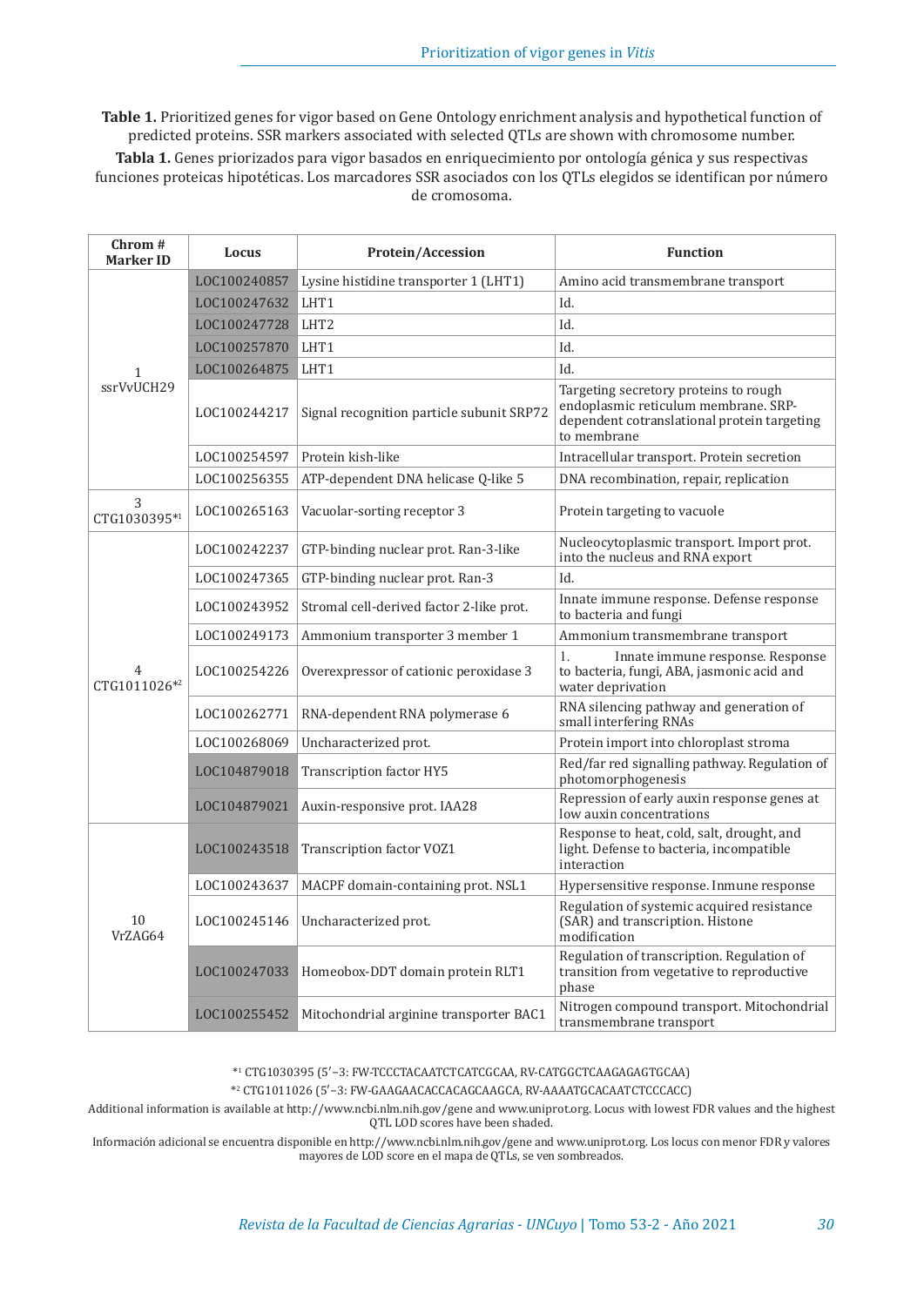**Table 1.** Prioritized genes for vigor based on Gene Ontology enrichment analysis and hypothetical function of predicted proteins. SSR markers associated with selected QTLs are shown with chromosome number.

**Tabla 1.** Genes priorizados para vigor basados en enriquecimiento por ontología génica y sus respectivas funciones proteicas hipotéticas. Los marcadores SSR asociados con los QTLs elegidos se identifican por número de cromosoma.

| Chrom # Marker ID | Locus | Protein/Accession | Function |
|---|---|---|---|
| 1 ssrVvUCH29 | LOC100240857 | Lysine histidine transporter 1 (LHT1) | Amino acid transmembrane transport |
| | LOC100247632 | LHT1 | Id. |
| | LOC100247728 | LHT2 | Id. |
| | LOC100257870 | LHT1 | Id. |
| | LOC100264875 | LHT1 | Id. |
| | LOC100244217 | Signal recognition particle subunit SRP72 | Targeting secretory proteins to rough endoplasmic reticulum membrane. SRP-dependent cotranslational protein targeting to membrane |
| | LOC100254597 | Protein kish-like | Intracellular transport. Protein secretion |
| | LOC100256355 | ATP-dependent DNA helicase Q-like 5 | DNA recombination, repair, replication |
| 3 CTG1030395*[1] | LOC100265163 | Vacuolar-sorting receptor 3 | Protein targeting to vacuole |
| 4 CTG1011026*[2] | LOC100242237 | GTP-binding nuclear prot. Ran-3-like | Nucleocytoplasmic transport. Import prot. into the nucleus and RNA export |
| | LOC100247365 | GTP-binding nuclear prot. Ran-3 | Id. |
| | LOC100243952 | Stromal cell-derived factor 2-like prot. | Innate immune response. Defense response to bacteria and fungi |
| | LOC100249173 | Ammonium transporter 3 member 1 | Ammonium transmembrane transport |
| | LOC100254226 | Overexpressor of cationic peroxidase 3 | 1. Innate immune response. Response to bacteria, fungi, ABA, jasmonic acid and water deprivation |
| | LOC100262771 | RNA-dependent RNA polymerase 6 | RNA silencing pathway and generation of small interfering RNAs |
| | LOC100268069 | Uncharacterized prot. | Protein import into chloroplast stroma |
| | LOC104879018 | Transcription factor HY5 | Red/far red signalling pathway. Regulation of photomorphogenesis |
| | LOC104879021 | Auxin-responsive prot. IAA28 | Repression of early auxin response genes at low auxin concentrations |
| 10 VrZAG64 | LOC100243518 | Transcription factor VOZ1 | Response to heat, cold, salt, drought, and light. Defense to bacteria, incompatible interaction |
| | LOC100243637 | MACPF domain-containing prot. NSL1 | Hypersensitive response. Inmune response |
| | LOC100245146 | Uncharacterized prot. | Regulation of systemic acquired resistance (SAR) and transcription. Histone modification |
| | LOC100247033 | Homeobox-DDT domain protein RLT1 | Regulation of transcription. Regulation of transition from vegetative to reproductive phase |
| | LOC100255452 | Mitochondrial arginine transporter BAC1 | Nitrogen compound transport. Mitochondrial transmembrane transport |

*[1] CTG1030395 (5'–3: FW-TCCCTACAATCTCATCGCAA, RV-CATGGCTCAAGAGAGTGCAA)

*[2] CTG1011026 (5'–3: FW-GAAGAACACCACAGCAAGCA, RV-AAAATGCACAATCTCCCACC)

Additional information is available at http://www.ncbi.nlm.nih.gov/gene and www.uniprot.org. Locus with lowest FDR values and the highest QTL LOD scores have been shaded.

Información adicional se encuentra disponible en http://www.ncbi.nlm.nih.gov/gene and www.uniprot.org. Los locus con menor FDR y valores mayores de LOD score en el mapa de QTLs, se ven sombreados.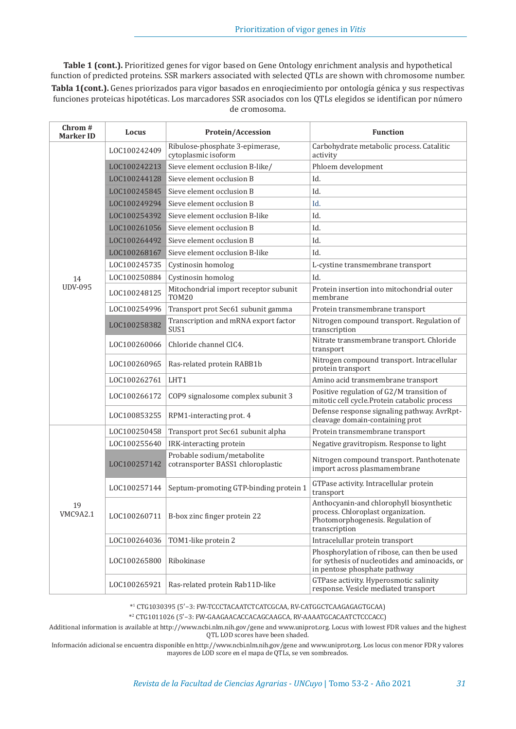**Table 1 (cont.).** Prioritized genes for vigor based on Gene Ontology enrichment analysis and hypothetical function of predicted proteins. SSR markers associated with selected QTLs are shown with chromosome number.

**Tabla 1(cont.).** Genes priorizados para vigor basados en enroqiecimiento por ontología génica y sus respectivas funciones proteicas hipotéticas. Los marcadores SSR asociados con los QTLs elegidos se identifican por número de cromosoma.

| Chrom # Marker ID | Locus | Protein/Accession | Function |
|---|---|---|---|
| 14 UDV-095 | LOC100242409 | Ribulose-phosphate 3-epimerase, cytoplasmic isoform | Carbohydrate metabolic process. Catalitic activity |
| | LOC100242213 | Sieve element occlusion B-like/ | Phloem development |
| | LOC100244128 | Sieve element occlusion B | Id. |
| | LOC100245845 | Sieve element occlusion B | Id. |
| | LOC100249294 | Sieve element occlusion B | Id. |
| | LOC100254392 | Sieve element occlusion B-like | Id. |
| | LOC100261056 | Sieve element occlusion B | Id. |
| | LOC100264492 | Sieve element occlusion B | Id. |
| | LOC100268167 | Sieve element occlusion B-like | Id. |
| | LOC100245735 | Cystinosin homolog | L-cystine transmembrane transport |
| | LOC100250884 | Cystinosin homolog | Id. |
| | LOC100248125 | Mitochondrial import receptor subunit TOM20 | Protein insertion into mitochondrial outer membrane |
| | LOC100254996 | Transport prot Sec61 subunit gamma | Protein transmembrane transport |
| | LOC100258382 | Transcription and mRNA export factor SUS1 | Nitrogen compound transport. Regulation of transcription |
| | LOC100260066 | Chloride channel ClC4. | Nitrate transmembrane transport. Chloride transport |
| | LOC100260965 | Ras-related protein RABB1b | Nitrogen compound transport. Intracellular protein transport |
| | LOC100262761 | LHT1 | Amino acid transmembrane transport |
| | LOC100266172 | COP9 signalosome complex subunit 3 | Positive regulation of G2/M transition of mitotic cell cycle.Protein catabolic process |
| | LOC100853255 | RPM1-interacting prot. 4 | Defense response signaling pathway. AvrRpt-cleavage domain-containing prot |
| 19 VMC9A2.1 | LOC100250458 | Transport prot Sec61 subunit alpha | Protein transmembrane transport |
| | LOC100255640 | IRK-interacting protein | Negative gravitropism. Response to light |
| | LOC100257142 | Probable sodium/metabolite cotransporter BASS1 chloroplastic | Nitrogen compound transport. Panthotenate import across plasmamembrane |
| | LOC100257144 | Septum-promoting GTP-binding protein 1 | GTPase activity. Intracellular protein transport |
| | LOC100260711 | B-box zinc finger protein 22 | Anthocyanin-and chlorophyll biosynthetic process. Chloroplast organization. Photomorphogenesis. Regulation of transcription |
| | LOC100264036 | TOM1-like protein 2 | Intracelullar protein transport |
| | LOC100265800 | Ribokinase | Phosphorylation of ribose, can then be used for sythesis of nucleotides and aminoacids, or in pentose phosphate pathway |
| | LOC100265921 | Ras-related protein Rab11D-like | GTPase activity. Hyperosmotic salinity response. Vesicle mediated transport |

*[1] CTG1030395 (5'–3: FW-TCCCTACAATCTCATCGCAA, RV-CATGGCTCAAGAGAGTGCAA)

*[2] CTG1011026 (5'–3: FW-GAAGAACACCACAGCAAGCA, RV-AAAATGCACAATCTCCCACC)

Additional information is available at http://www.ncbi.nlm.nih.gov/gene and www.uniprot.org. Locus with lowest FDR values and the highest QTL LOD scores have been shaded.

Información adicional se encuentra disponible en http://www.ncbi.nlm.nih.gov/gene and www.uniprot.org. Los locus con menor FDR y valores mayores de LOD score en el mapa de QTLs, se ven sombreados.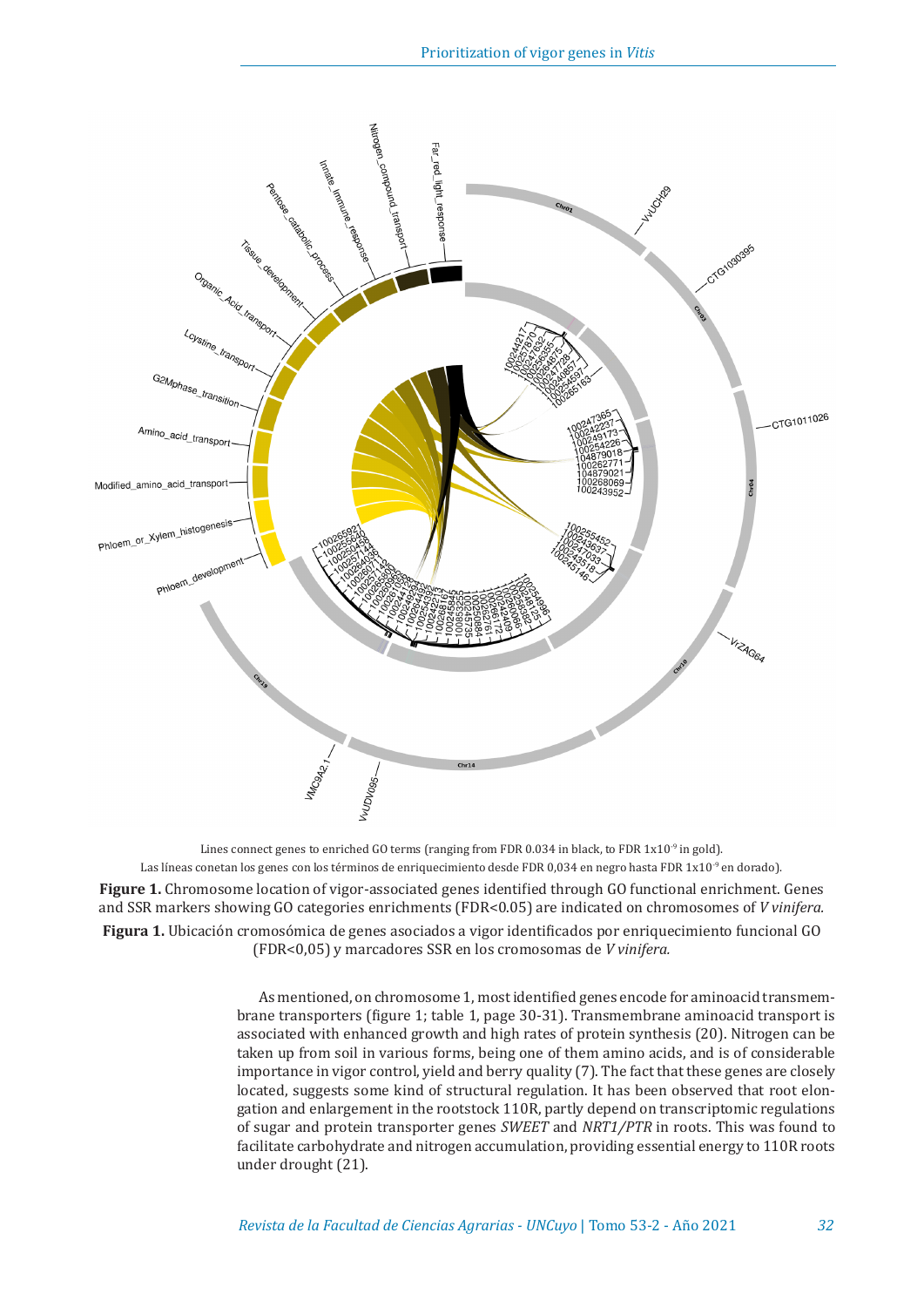Lines connect genes to enriched GO terms (ranging from FDR 0.034 in black, to FDR $1x10^{-9}$ in gold).

Las líneas conetan los genes con los términos de enriquecimiento desde FDR 0,034 en negro hasta FDR $1x10^{-9}$ en dorado).

**Figure 1.** Chromosome location of vigor-associated genes identified through GO functional enrichment. Genes and SSR markers showing GO categories enrichments (FDR<0.05) are indicated on chromosomes of *V vinifera.*

**Figura 1.** Ubicación cromosómica de genes asociados a vigor identificados por enriquecimiento funcional GO (FDR<0,05) y marcadores SSR en los cromosomas de *V vinifera.*

As mentioned, on chromosome 1, most identified genes encode for aminoacid transmembrane transporters (figure 1; table 1, page 30-31). Transmembrane aminoacid transport is associated with enhanced growth and high rates of protein synthesis (20). Nitrogen can be taken up from soil in various forms, being one of them amino acids, and is of considerable importance in vigor control, yield and berry quality (7). The fact that these genes are closely located, suggests some kind of structural regulation. It has been observed that root elongation and enlargement in the rootstock 110R, partly depend on transcriptomic regulations of sugar and protein transporter genes *SWEET* and *NRT1/PTR* in roots. This was found to facilitate carbohydrate and nitrogen accumulation, providing essential energy to 110R roots under drought (21).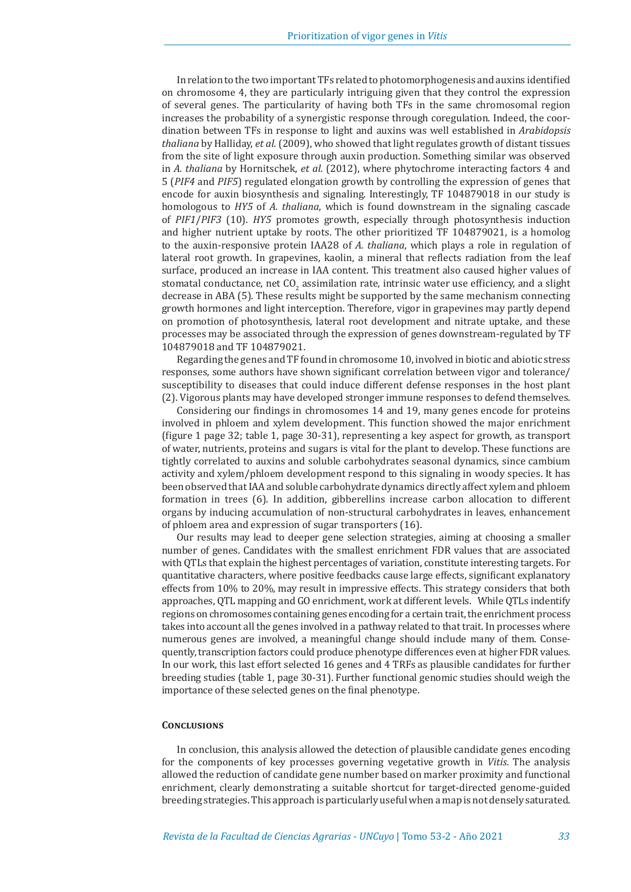In relation to the two important TFs related to photomorphogenesis and auxins identified on chromosome 4, they are particularly intriguing given that they control the expression of several genes. The particularity of having both TFs in the same chromosomal region increases the probability of a synergistic response through coregulation. Indeed, the coordination between TFs in response to light and auxins was well established in *Arabidopsis thaliana* by Halliday, *et al.* (2009), who showed that light regulates growth of distant tissues from the site of light exposure through auxin production. Something similar was observed in *A. thaliana* by Hornitschek, *et al.* (2012), where phytochrome interacting factors 4 and 5 (*PIF4* and *PIF5*) regulated elongation growth by controlling the expression of genes that encode for auxin biosynthesis and signaling. Interestingly, TF 104879018 in our study is homologous to *HY5* of *A. thaliana*, which is found downstream in the signaling cascade of *PIF1*/*PIF3* (10). *HY5* promotes growth, especially through photosynthesis induction and higher nutrient uptake by roots. The other prioritized TF 104879021, is a homolog to the auxin-responsive protein IAA28 of *A. thaliana*, which plays a role in regulation of lateral root growth. In grapevines, kaolin, a mineral that reflects radiation from the leaf surface, produced an increase in IAA content. This treatment also caused higher values of stomatal conductance, net $CO_2$ assimilation rate, intrinsic water use efficiency, and a slight decrease in ABA (5). These results might be supported by the same mechanism connecting growth hormones and light interception. Therefore, vigor in grapevines may partly depend on promotion of photosynthesis, lateral root development and nitrate uptake, and these processes may be associated through the expression of genes downstream-regulated by TF 104879018 and TF 104879021.

Regarding the genes and TF found in chromosome 10, involved in biotic and abiotic stress responses, some authors have shown significant correlation between vigor and tolerance/susceptibility to diseases that could induce different defense responses in the host plant (2). Vigorous plants may have developed stronger immune responses to defend themselves.

Considering our findings in chromosomes 14 and 19, many genes encode for proteins involved in phloem and xylem development. This function showed the major enrichment (figure 1 page 32; table 1, page 30-31), representing a key aspect for growth, as transport of water, nutrients, proteins and sugars is vital for the plant to develop. These functions are tightly correlated to auxins and soluble carbohydrates seasonal dynamics, since cambium activity and xylem/phloem development respond to this signaling in woody species. It has been observed that IAA and soluble carbohydrate dynamics directly affect xylem and phloem formation in trees (6). In addition, gibberellins increase carbon allocation to different organs by inducing accumulation of non-structural carbohydrates in leaves, enhancement of phloem area and expression of sugar transporters (16).

Our results may lead to deeper gene selection strategies, aiming at choosing a smaller number of genes. Candidates with the smallest enrichment FDR values that are associated with QTLs that explain the highest percentages of variation, constitute interesting targets. For quantitative characters, where positive feedbacks cause large effects, significant explanatory effects from 10% to 20%, may result in impressive effects. This strategy considers that both approaches, QTL mapping and GO enrichment, work at different levels. While QTLs indentify regions on chromosomes containing genes encoding for a certain trait, the enrichment process takes into account all the genes involved in a pathway related to that trait. In processes where numerous genes are involved, a meaningful change should include many of them. Consequently, transcription factors could produce phenotype differences even at higher FDR values. In our work, this last effort selected 16 genes and 4 TRFs as plausible candidates for further breeding studies (table 1, page 30-31). Further functional genomic studies should weigh the importance of these selected genes on the final phenotype.

## Conclusions

In conclusion, this analysis allowed the detection of plausible candidate genes encoding for the components of key processes governing vegetative growth in *Vitis*. The analysis allowed the reduction of candidate gene number based on marker proximity and functional enrichment, clearly demonstrating a suitable shortcut for target-directed genome-guided breeding strategies. This approach is particularly useful when a map is not densely saturated.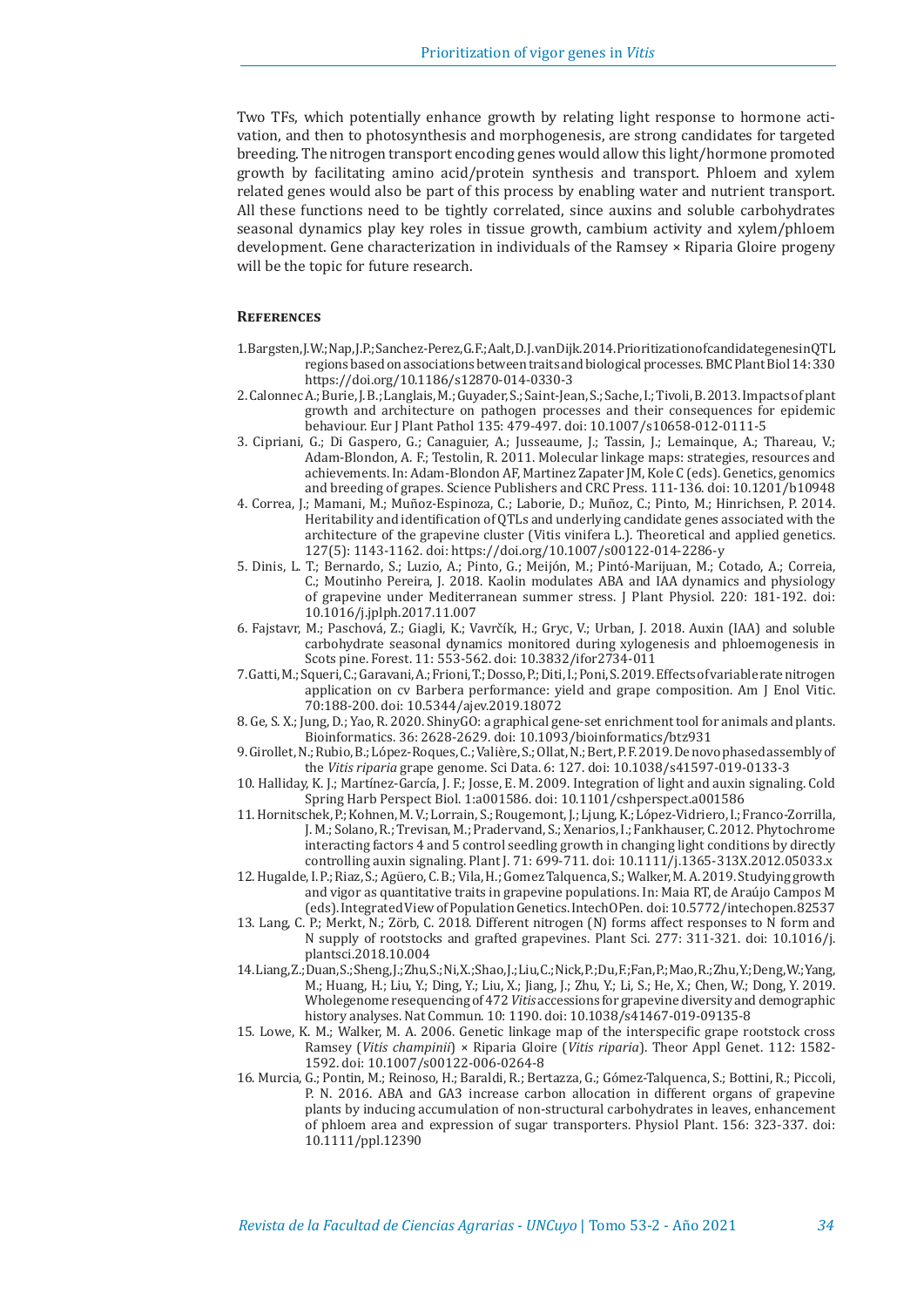Two TFs, which potentially enhance growth by relating light response to hormone activation, and then to photosynthesis and morphogenesis, are strong candidates for targeted breeding. The nitrogen transport encoding genes would allow this light/hormone promoted growth by facilitating amino acid/protein synthesis and transport. Phloem and xylem related genes would also be part of this process by enabling water and nutrient transport. All these functions need to be tightly correlated, since auxins and soluble carbohydrates seasonal dynamics play key roles in tissue growth, cambium activity and xylem/phloem development. Gene characterization in individuals of the Ramsey × Riparia Gloire progeny will be the topic for future research.

## References

1. Bargsten, J.W.; Nap, J.P.; Sanchez-Perez, G.F.; Aalt, D.J. van Dijk. 2014. Prioritization of candidate genes in QTL regions based on associations between traits and biological processes. BMC Plant Biol 14: 330 https://doi.org/10.1186/s12870-014-0330-3
2. Calonnec A.; Burie, J. B.; Langlais, M.; Guyader, S.; Saint-Jean, S.; Sache, I.; Tivoli, B. 2013. Impacts of plant growth and architecture on pathogen processes and their consequences for epidemic behaviour. Eur J Plant Pathol 135: 479-497. doi: 10.1007/s10658-012-0111-5
3. Cipriani, G.; Di Gaspero, G.; Canaguier, A.; Jusseaume, J.; Tassin, J.; Lemainque, A.; Thareau, V.; Adam-Blondon, A. F.; Testolin, R. 2011. Molecular linkage maps: strategies, resources and achievements. In: Adam-Blondon AF, Martinez Zapater JM, Kole C (eds). Genetics, genomics and breeding of grapes. Science Publishers and CRC Press. 111-136. doi: 10.1201/b10948
4. Correa, J.; Mamani, M.; Muñoz-Espinoza, C.; Laborie, D.; Muñoz, C.; Pinto, M.; Hinrichsen, P. 2014. Heritability and identification of QTLs and underlying candidate genes associated with the architecture of the grapevine cluster (Vitis vinifera L.). Theoretical and applied genetics. 127(5): 1143-1162. doi: https://doi.org/10.1007/s00122-014-2286-y
5. Dinis, L. T.; Bernardo, S.; Luzio, A.; Pinto, G.; Meijón, M.; Pintó-Marijuan, M.; Cotado, A.; Correia, C.; Moutinho Pereira, J. 2018. Kaolin modulates ABA and IAA dynamics and physiology of grapevine under Mediterranean summer stress. J Plant Physiol. 220: 181-192. doi: 10.1016/j.jplph.2017.11.007
6. Fajstavr, M.; Paschová, Z.; Giagli, K.; Vavrčík, H.; Gryc, V.; Urban, J. 2018. Auxin (IAA) and soluble carbohydrate seasonal dynamics monitored during xylogenesis and phloemogenesis in Scots pine. Forest. 11: 553-562. doi: 10.3832/ifor2734-011
7. Gatti, M.; Squeri, C.; Garavani, A.; Frioni, T.; Dosso, P.; Diti, I.; Poni, S. 2019. Effects of variable rate nitrogen application on cv Barbera performance: yield and grape composition. Am J Enol Vitic. 70:188-200. doi: 10.5344/ajev.2019.18072
8. Ge, S. X.; Jung, D.; Yao, R. 2020. ShinyGO: a graphical gene-set enrichment tool for animals and plants. Bioinformatics. 36: 2628-2629. doi: 10.1093/bioinformatics/btz931
9. Girollet, N.; Rubio, B.; López-Roques, C.; Valière, S.; Ollat, N.; Bert, P. F. 2019. De novo phased assembly of the *Vitis riparia* grape genome. Sci Data. 6: 127. doi: 10.1038/s41597-019-0133-3
10. Halliday, K. J.; Martínez-García, J. F.; Josse, E. M. 2009. Integration of light and auxin signaling. Cold Spring Harb Perspect Biol. 1:a001586. doi: 10.1101/cshperspect.a001586
11. Hornitschek, P.; Kohnen, M. V.; Lorrain, S.; Rougemont, J.; Ljung, K.; López-Vidriero, I.; Franco-Zorrilla, J. M.; Solano, R.; Trevisan, M.; Pradervand, S.; Xenarios, I.; Fankhauser, C. 2012. Phytochrome interacting factors 4 and 5 control seedling growth in changing light conditions by directly controlling auxin signaling. Plant J. 71: 699-711. doi: 10.1111/j.1365-313X.2012.05033.x
12. Hugalde, I. P.; Riaz, S.; Agüero, C. B.; Vila, H.; Gomez Talquenca, S.; Walker, M. A. 2019. Studying growth and vigor as quantitative traits in grapevine populations. In: Maia RT, de Araújo Campos M (eds). Integrated View of Population Genetics. IntechOPen. doi: 10.5772/intechopen.82537
13. Lang, C. P.; Merkt, N.; Zörb, C. 2018. Different nitrogen (N) forms affect responses to N form and N supply of rootstocks and grafted grapevines. Plant Sci. 277: 311-321. doi: 10.1016/j.plantsci.2018.10.004
14. Liang, Z.; Duan, S.; Sheng, J.; Zhu, S.; Ni, X.; Shao, J.; Liu, C.; Nick, P.; Du, F.; Fan, P.; Mao, R.; Zhu, Y.; Deng, W.; Yang, M.; Huang, H.; Liu, Y.; Ding, Y.; Liu, X.; Jiang, J.; Zhu, Y.; Li, S.; He, X.; Chen, W.; Dong, Y. 2019. Whole genome resequencing of 472 *Vitis* accessions for grapevine diversity and demographic history analyses. Nat Commun. 10: 1190. doi: 10.1038/s41467-019-09135-8
15. Lowe, K. M.; Walker, M. A. 2006. Genetic linkage map of the interspecific grape rootstock cross Ramsey (*Vitis champinii*) × Riparia Gloire (*Vitis riparia*). Theor Appl Genet. 112: 1582-1592. doi: 10.1007/s00122-006-0264-8
16. Murcia, G.; Pontin, M.; Reinoso, H.; Baraldi, R.; Bertazza, G.; Gómez-Talquenca, S.; Bottini, R.; Piccoli, P. N. 2016. ABA and GA3 increase carbon allocation in different organs of grapevine plants by inducing accumulation of non-structural carbohydrates in leaves, enhancement of phloem area and expression of sugar transporters. Physiol Plant. 156: 323-337. doi: 10.1111/ppl.12390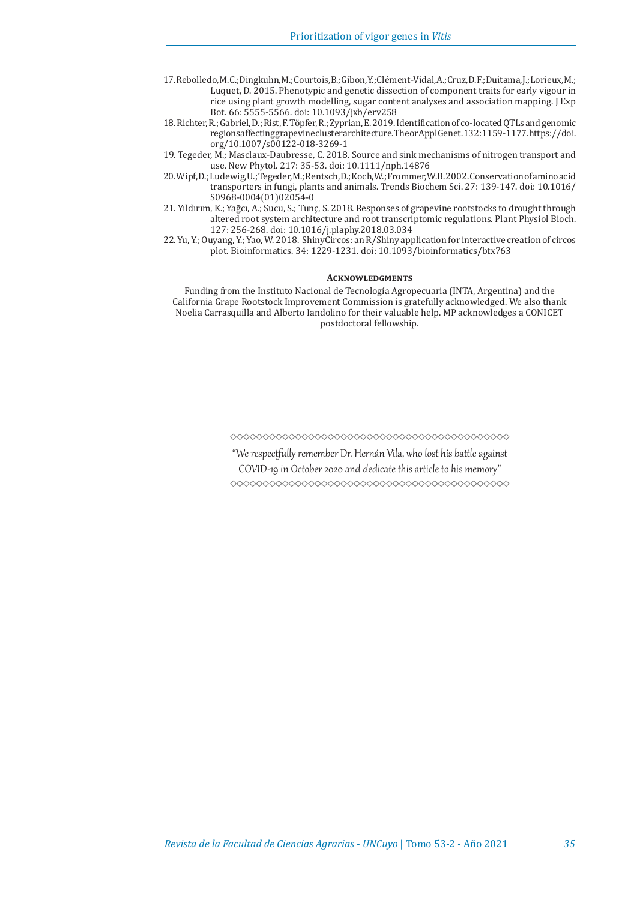17. Rebolledo, M.C.; Dingkuhn, M.; Courtois, B.; Gibon, Y.; Clément-Vidal, A.; Cruz, D.F.; Duitama, J.; Lorieux, M.; Luquet, D. 2015. Phenotypic and genetic dissection of component traits for early vigour in rice using plant growth modelling, sugar content analyses and association mapping. J Exp Bot. 66: 5555-5566. doi: 10.1093/jxb/erv258

18. Richter, R.; Gabriel, D.; Rist, F. Töpfer, R.; Zyprian, E. 2019. Identification of co-located QTLs and genomic regions affecting grapevine cluster architecture. Theor Appl Genet. 132: 1159-1177. https://doi.org/10.1007/s00122-018-3269-1

19. Tegeder, M.; Masclaux-Daubresse, C. 2018. Source and sink mechanisms of nitrogen transport and use. New Phytol. 217: 35-53. doi: 10.1111/nph.14876

20. Wipf, D.; Ludewig, U.; Tegeder, M.; Rentsch, D.; Koch, W.; Frommer, W.B. 2002. Conservation of amino acid transporters in fungi, plants and animals. Trends Biochem Sci. 27: 139-147. doi: 10.1016/S0968-0004(01)02054-0

21. Yıldırım, K.; Yağcı, A.; Sucu, S.; Tunç, S. 2018. Responses of grapevine rootstocks to drought through altered root system architecture and root transcriptomic regulations. Plant Physiol Bioch. 127: 256-268. doi: 10.1016/j.plaphy.2018.03.034

22. Yu, Y.; Ouyang, Y.; Yao, W. 2018. ShinyCircos: an R/Shiny application for interactive creation of circos plot. Bioinformatics. 34: 1229-1231. doi: 10.1093/bioinformatics/btx763

### Acknowledgments

Funding from the Instituto Nacional de Tecnología Agropecuaria (INTA, Argentina) and the California Grape Rootstock Improvement Commission is gratefully acknowledged. We also thank Noelia Carrasquilla and Alberto Iandolino for their valuable help. MP acknowledges a CONICET postdoctoral fellowship.

*"We respectfully remember Dr. Hernán Vila, who lost his battle against COVID-19 in October 2020 and dedicate this article to his memory"*